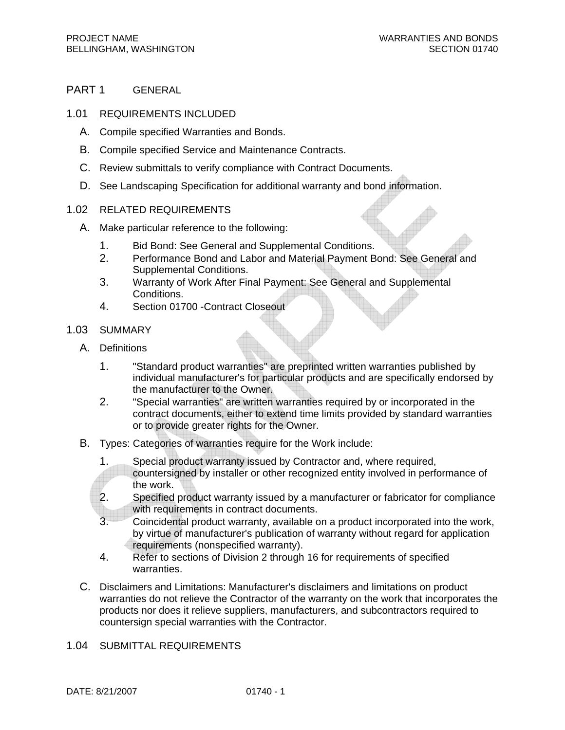PART 1 GENERAL

1.01 REQUIREMENTS INCLUDED

A. Compile specified Warranties and Bonds.

B. Compile specified Service and Maintenance Contracts.

C. Review submittals to verify compliance with Contract Documents.

D. See Landscaping Specification for additional warranty and bond information.

1.02 RELATED REQUIREMENTS

A. Make particular reference to the following:

1. Bid Bond: See General and Supplemental Conditions.
2. Performance Bond and Labor and Material Payment Bond: See General and Supplemental Conditions.
3. Warranty of Work After Final Payment: See General and Supplemental Conditions.
4. Section 01700 -Contract Closeout

1.03 SUMMARY

A. Definitions

1. "Standard product warranties" are preprinted written warranties published by individual manufacturer's for particular products and are specifically endorsed by the manufacturer to the Owner.
2. "Special warranties" are written warranties required by or incorporated in the contract documents, either to extend time limits provided by standard warranties or to provide greater rights for the Owner.

B. Types: Categories of warranties require for the Work include:

1. Special product warranty issued by Contractor and, where required, countersigned by installer or other recognized entity involved in performance of the work.
2. Specified product warranty issued by a manufacturer or fabricator for compliance with requirements in contract documents.
3. Coincidental product warranty, available on a product incorporated into the work, by virtue of manufacturer's publication of warranty without regard for application requirements (nonspecified warranty).
4. Refer to sections of Division 2 through 16 for requirements of specified warranties.

C. Disclaimers and Limitations: Manufacturer's disclaimers and limitations on product warranties do not relieve the Contractor of the warranty on the work that incorporates the products nor does it relieve suppliers, manufacturers, and subcontractors required to countersign special warranties with the Contractor.

1.04 SUBMITTAL REQUIREMENTS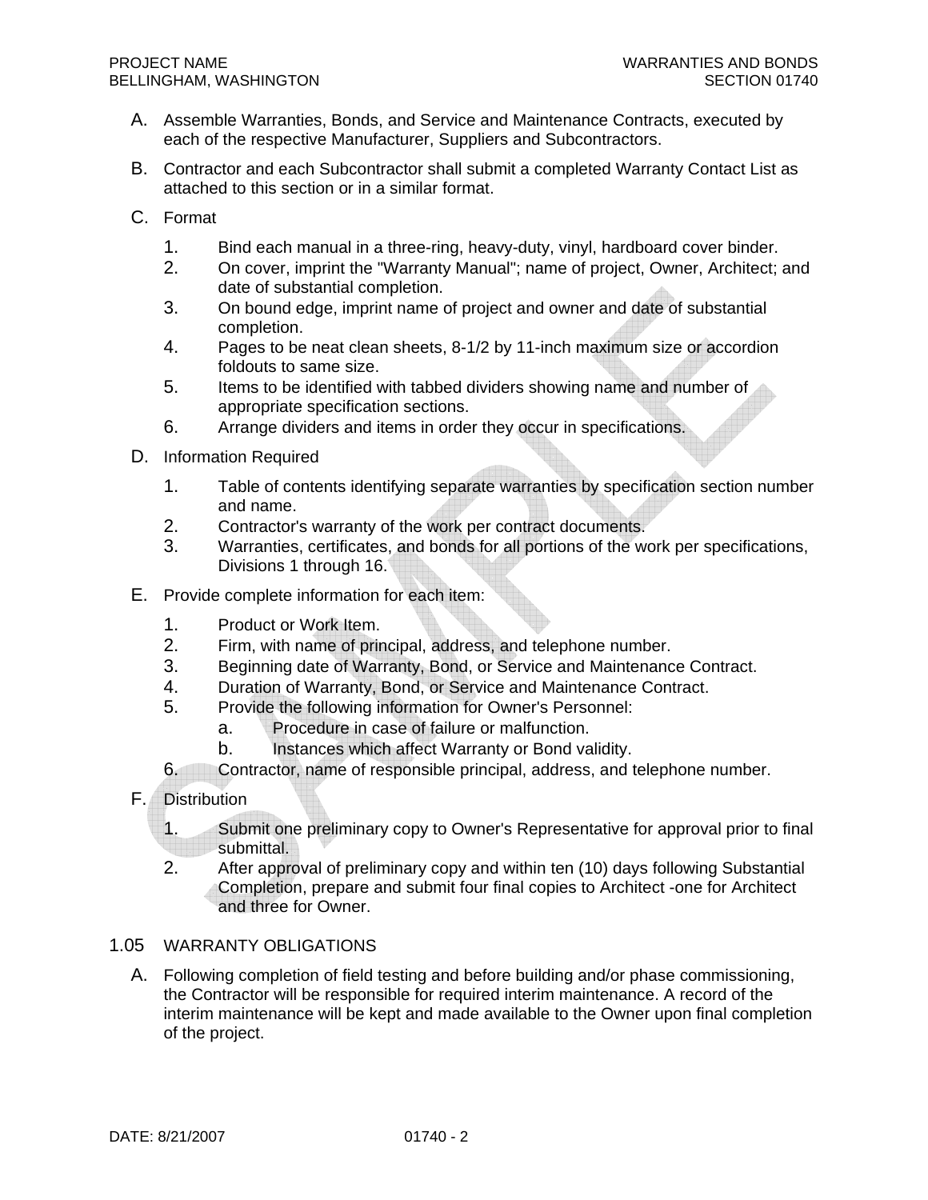A. Assemble Warranties, Bonds, and Service and Maintenance Contracts, executed by each of the respective Manufacturer, Suppliers and Subcontractors.

B. Contractor and each Subcontractor shall submit a completed Warranty Contact List as attached to this section or in a similar format.

C. Format

1. Bind each manual in a three-ring, heavy-duty, vinyl, hardboard cover binder.
2. On cover, imprint the "Warranty Manual"; name of project, Owner, Architect; and date of substantial completion.
3. On bound edge, imprint name of project and owner and date of substantial completion.
4. Pages to be neat clean sheets, 8-1/2 by 11-inch maximum size or accordion foldouts to same size.
5. Items to be identified with tabbed dividers showing name and number of appropriate specification sections.
6. Arrange dividers and items in order they occur in specifications.

D. Information Required

1. Table of contents identifying separate warranties by specification section number and name.
2. Contractor's warranty of the work per contract documents.
3. Warranties, certificates, and bonds for all portions of the work per specifications, Divisions 1 through 16.

E. Provide complete information for each item:

1. Product or Work Item.
2. Firm, with name of principal, address, and telephone number.
3. Beginning date of Warranty, Bond, or Service and Maintenance Contract.
4. Duration of Warranty, Bond, or Service and Maintenance Contract.
5. Provide the following information for Owner's Personnel:
   a. Procedure in case of failure or malfunction.
   b. Instances which affect Warranty or Bond validity.
6. Contractor, name of responsible principal, address, and telephone number.

F. Distribution

1. Submit one preliminary copy to Owner's Representative for approval prior to final submittal.
2. After approval of preliminary copy and within ten (10) days following Substantial Completion, prepare and submit four final copies to Architect -one for Architect and three for Owner.

## 1.05 WARRANTY OBLIGATIONS

A. Following completion of field testing and before building and/or phase commissioning, the Contractor will be responsible for required interim maintenance. A record of the interim maintenance will be kept and made available to the Owner upon final completion of the project.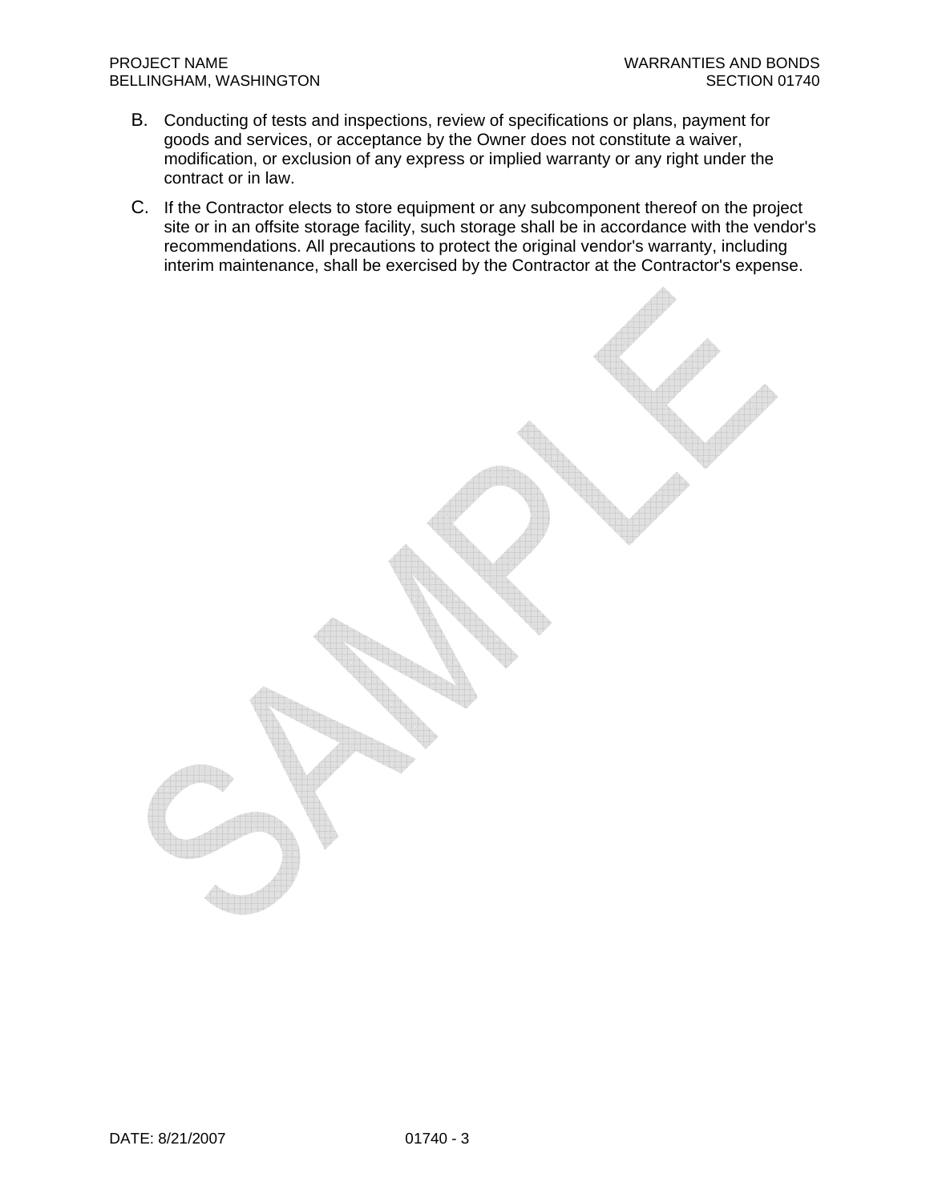B. Conducting of tests and inspections, review of specifications or plans, payment for goods and services, or acceptance by the Owner does not constitute a waiver, modification, or exclusion of any express or implied warranty or any right under the contract or in law.

C. If the Contractor elects to store equipment or any subcomponent thereof on the project site or in an offsite storage facility, such storage shall be in accordance with the vendor's recommendations. All precautions to protect the original vendor's warranty, including interim maintenance, shall be exercised by the Contractor at the Contractor's expense.